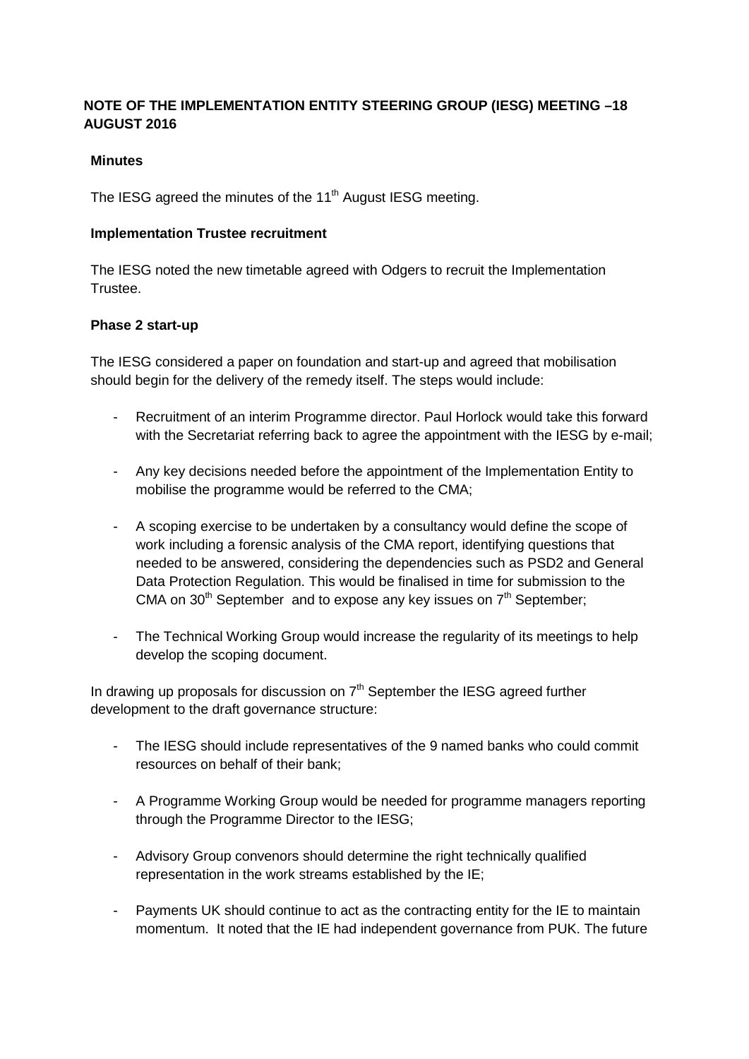# NOTE OF THE IMPLEMENTATION ENTITY STEERING GROUP (IESG) MEETING –18 AUGUST 2016

## Minutes

The IESG agreed the minutes of the 11th August IESG meeting.

## Implementation Trustee recruitment

The IESG noted the new timetable agreed with Odgers to recruit the Implementation Trustee.

## Phase 2 start-up

The IESG considered a paper on foundation and start-up and agreed that mobilisation should begin for the delivery of the remedy itself. The steps would include:

- Recruitment of an interim Programme director. Paul Horlock would take this forward with the Secretariat referring back to agree the appointment with the IESG by e-mail;
- Any key decisions needed before the appointment of the Implementation Entity to mobilise the programme would be referred to the CMA;
- A scoping exercise to be undertaken by a consultancy would define the scope of work including a forensic analysis of the CMA report, identifying questions that needed to be answered, considering the dependencies such as PSD2 and General Data Protection Regulation. This would be finalised in time for submission to the CMA on 30th September and to expose any key issues on 7th September;
- The Technical Working Group would increase the regularity of its meetings to help develop the scoping document.

In drawing up proposals for discussion on 7th September the IESG agreed further development to the draft governance structure:

- The IESG should include representatives of the 9 named banks who could commit resources on behalf of their bank;
- A Programme Working Group would be needed for programme managers reporting through the Programme Director to the IESG;
- Advisory Group convenors should determine the right technically qualified representation in the work streams established by the IE;
- Payments UK should continue to act as the contracting entity for the IE to maintain momentum. It noted that the IE had independent governance from PUK. The future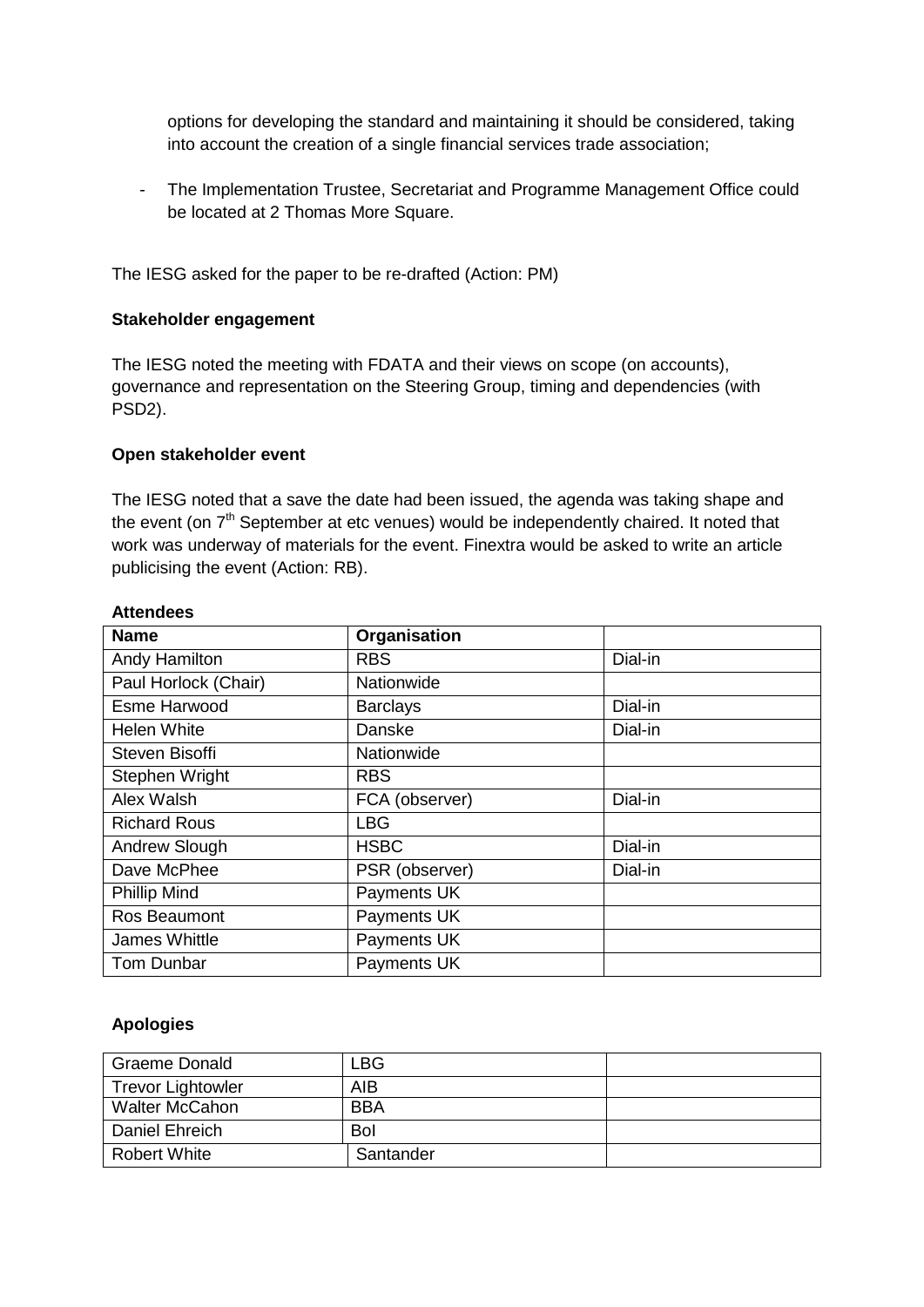options for developing the standard and maintaining it should be considered, taking into account the creation of a single financial services trade association;

- The Implementation Trustee, Secretariat and Programme Management Office could be located at 2 Thomas More Square.

The IESG asked for the paper to be re-drafted (Action: PM)

**Stakeholder engagement**

The IESG noted the meeting with FDATA and their views on scope (on accounts), governance and representation on the Steering Group, timing and dependencies (with PSD2).

**Open stakeholder event**

The IESG noted that a save the date had been issued, the agenda was taking shape and the event (on 7th September at etc venues) would be independently chaired. It noted that work was underway of materials for the event. Finextra would be asked to write an article publicising the event (Action: RB).

**Attendees**

| Name | Organisation | |
|---|---|---|
| Andy Hamilton | RBS | Dial-in |
| Paul Horlock (Chair) | Nationwide | |
| Esme Harwood | Barclays | Dial-in |
| Helen White | Danske | Dial-in |
| Steven Bisoffi | Nationwide | |
| Stephen Wright | RBS | |
| Alex Walsh | FCA (observer) | Dial-in |
| Richard Rous | LBG | |
| Andrew Slough | HSBC | Dial-in |
| Dave McPhee | PSR (observer) | Dial-in |
| Phillip Mind | Payments UK | |
| Ros Beaumont | Payments UK | |
| James Whittle | Payments UK | |
| Tom Dunbar | Payments UK | |

**Apologies**

| | | |
|---|---|---|
| Graeme Donald | LBG | |
| Trevor Lightowler | AIB | |
| Walter McCahon | BBA | |
| Daniel Ehreich | BoI | |
| Robert White | Santander | |